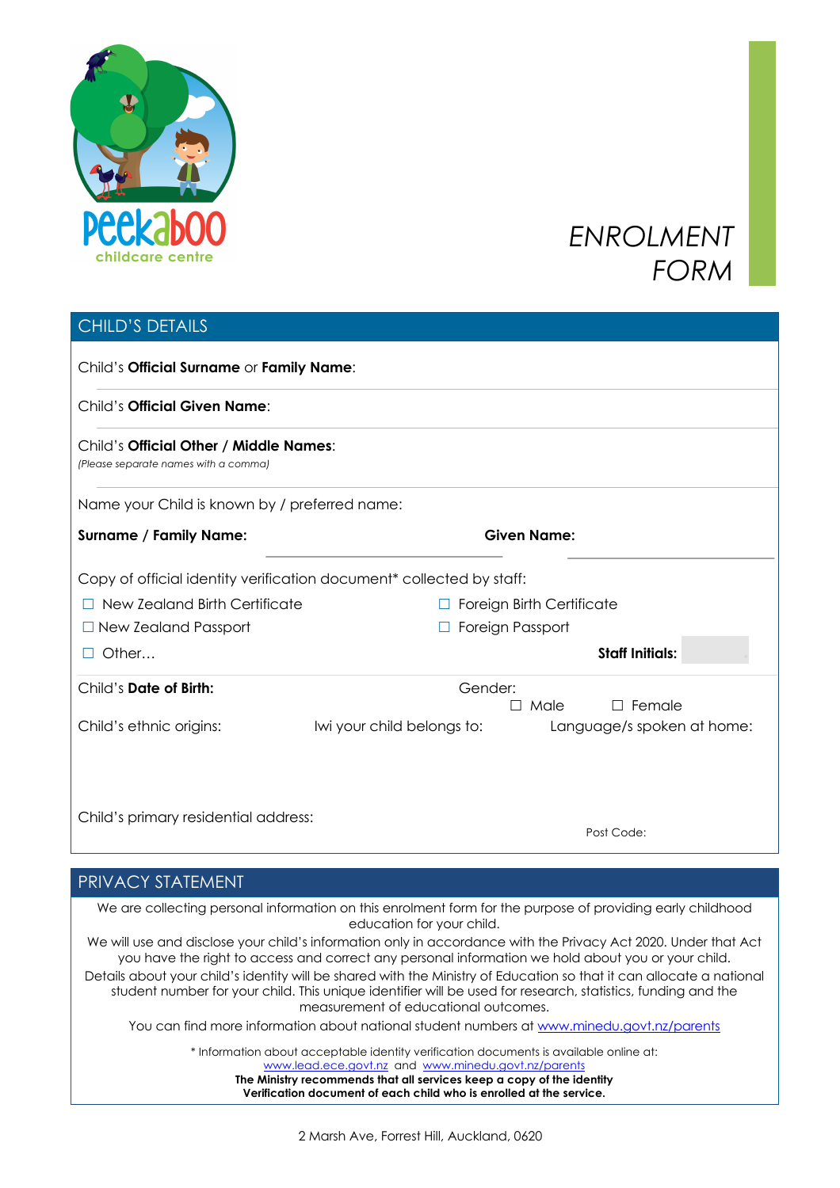Peekaboo childcare centre

# ENROLMENT FORM

## CHILD'S DETAILS

Child's **Official Surname** or **Family Name**:

Child's **Official Given Name**:

Child's **Official Other / Middle Names**:
*(Please separate names with a comma)*

Name your Child is known by / preferred name:

**Surname / Family Name:** **Given Name:**

Copy of official identity verification document* collected by staff:

☐ New Zealand Birth Certificate ☐ Foreign Birth Certificate
☐ New Zealand Passport ☐ Foreign Passport
☐ Other… **Staff Initials:**

Child's **Date of Birth:** Gender: ☐ Male ☐ Female

Child's ethnic origins: Iwi your child belongs to: Language/s spoken at home:

Child's primary residential address:

Post Code:

## PRIVACY STATEMENT

We are collecting personal information on this enrolment form for the purpose of providing early childhood education for your child.

We will use and disclose your child's information only in accordance with the Privacy Act 2020. Under that Act you have the right to access and correct any personal information we hold about you or your child.

Details about your child's identity will be shared with the Ministry of Education so that it can allocate a national student number for your child. This unique identifier will be used for research, statistics, funding and the measurement of educational outcomes.

You can find more information about national student numbers at www.minedu.govt.nz/parents

* Information about acceptable identity verification documents is available online at: www.lead.ece.govt.nz and www.minedu.govt.nz/parents
**The Ministry recommends that all services keep a copy of the identity Verification document of each child who is enrolled at the service.**

2 Marsh Ave, Forrest Hill, Auckland, 0620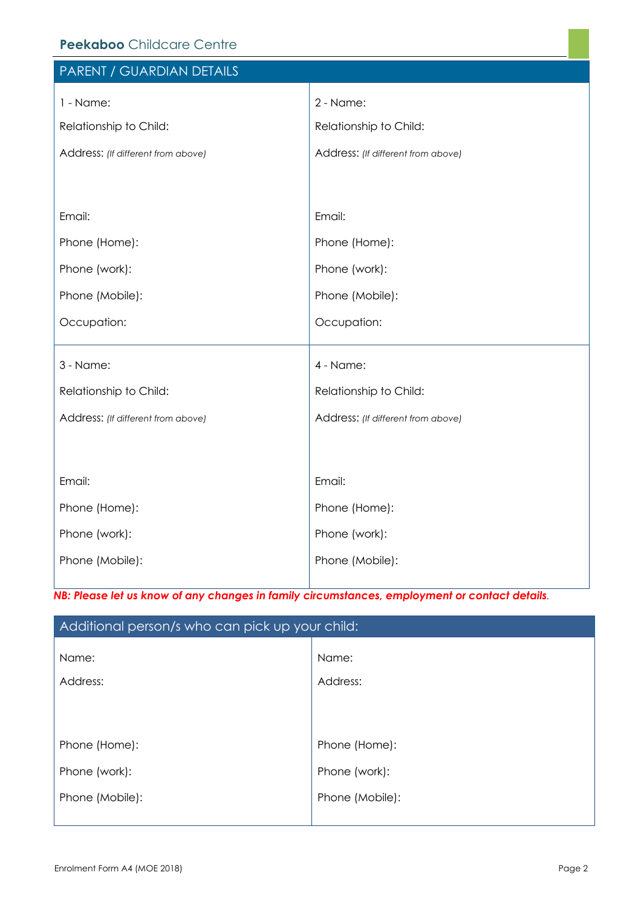## PARENT / GUARDIAN DETAILS

| 1 - Name: | 2 - Name: |
|---|---|
| Relationship to Child: | Relationship to Child: |
| Address: *(If different from above)* | Address: *(If different from above)* |
| Email: | Email: |
| Phone (Home): | Phone (Home): |
| Phone (work): | Phone (work): |
| Phone (Mobile): | Phone (Mobile): |
| Occupation: | Occupation: |

| 3 - Name: | 4 - Name: |
|---|---|
| Relationship to Child: | Relationship to Child: |
| Address: *(If different from above)* | Address: *(If different from above)* |
| Email: | Email: |
| Phone (Home): | Phone (Home): |
| Phone (work): | Phone (work): |
| Phone (Mobile): | Phone (Mobile): |

***NB: Please let us know of any changes in family circumstances, employment or contact details.***

## Additional person/s who can pick up your child:

| Name: | Name: |
|---|---|
| Address: | Address: |
| Phone (Home): | Phone (Home): |
| Phone (work): | Phone (work): |
| Phone (Mobile): | Phone (Mobile): |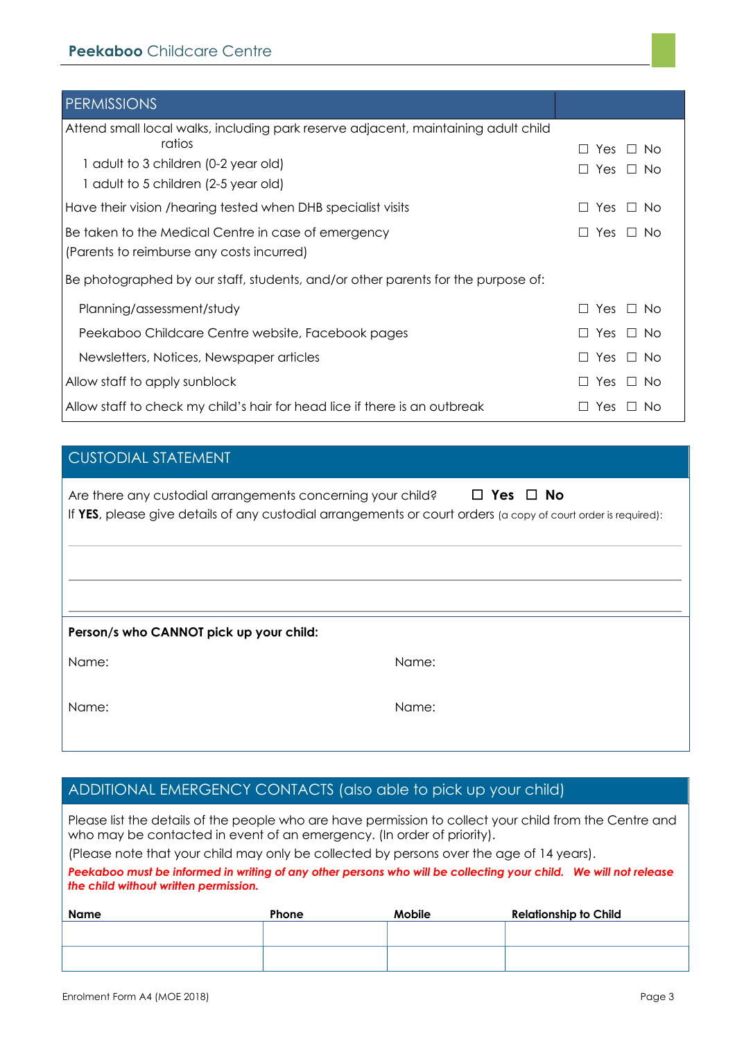## PERMISSIONS

| | |
|---|---|
| Attend small local walks, including park reserve adjacent, maintaining adult child ratios | |
| 1 adult to 3 children (0-2 year old) | ☐ Yes ☐ No |
| 1 adult to 5 children (2-5 year old) | ☐ Yes ☐ No |
| Have their vision /hearing tested when DHB specialist visits | ☐ Yes ☐ No |
| Be taken to the Medical Centre in case of emergency (Parents to reimburse any costs incurred) | ☐ Yes ☐ No |
| Be photographed by our staff, students, and/or other parents for the purpose of: | |
| Planning/assessment/study | ☐ Yes ☐ No |
| Peekaboo Childcare Centre website, Facebook pages | ☐ Yes ☐ No |
| Newsletters, Notices, Newspaper articles | ☐ Yes ☐ No |
| Allow staff to apply sunblock | ☐ Yes ☐ No |
| Allow staff to check my child's hair for head lice if there is an outbreak | ☐ Yes ☐ No |

## CUSTODIAL STATEMENT

Are there any custodial arrangements concerning your child? ☐ **Yes** ☐ **No**

If **YES**, please give details of any custodial arrangements or court orders (a copy of court order is required):

______________________________________________

______________________________________________

______________________________________________

**Person/s who CANNOT pick up your child:**

Name: Name:

Name: Name:

## ADDITIONAL EMERGENCY CONTACTS (also able to pick up your child)

Please list the details of the people who are have permission to collect your child from the Centre and who may be contacted in event of an emergency. (In order of priority).

(Please note that your child may only be collected by persons over the age of 14 years).

***Peekaboo must be informed in writing of any other persons who will be collecting your child. We will not release the child without written permission.***

| Name | Phone | Mobile | Relationship to Child |
|---|---|---|---|
| | | | |
| | | | |

Enrolment Form A4 (MOE 2018)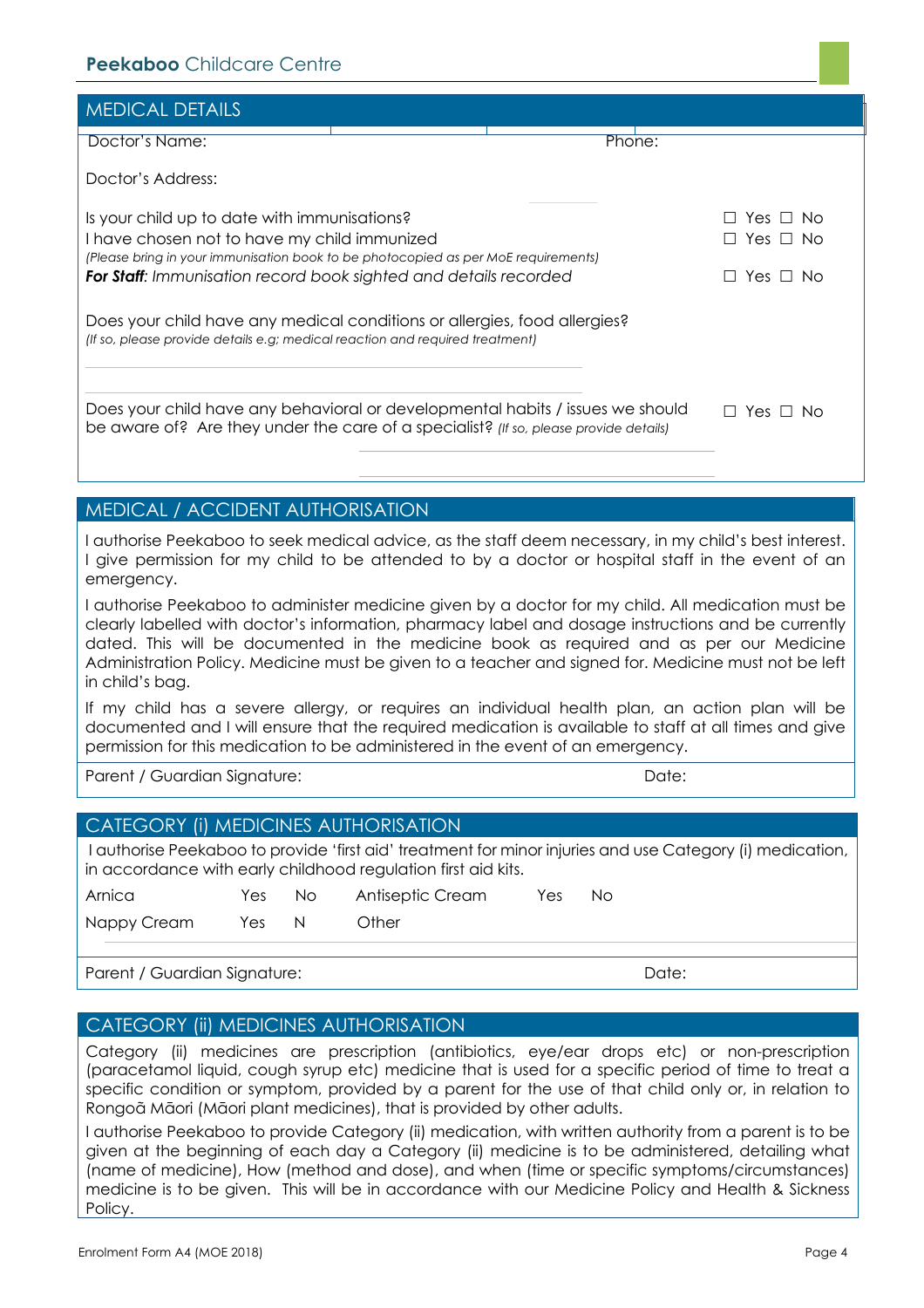**Peekaboo** Childcare Centre

## MEDICAL DETAILS

Doctor's Name: Phone:

Doctor's Address:

Is your child up to date with immunisations? ☐ Yes ☐ No

I have chosen not to have my child immunized ☐ Yes ☐ No

*(Please bring in your immunisation book to be photocopied as per MoE requirements)*

***For Staff**: Immunisation record book sighted and details recorded* ☐ Yes ☐ No

Does your child have any medical conditions or allergies, food allergies?

*(If so, please provide details e.g; medical reaction and required treatment)*

Does your child have any behavioral or developmental habits / issues we should be aware of? Are they under the care of a specialist? *(If so, please provide details)* ☐ Yes ☐ No

## MEDICAL / ACCIDENT AUTHORISATION

I authorise Peekaboo to seek medical advice, as the staff deem necessary, in my child's best interest. I give permission for my child to be attended to by a doctor or hospital staff in the event of an emergency.

I authorise Peekaboo to administer medicine given by a doctor for my child. All medication must be clearly labelled with doctor's information, pharmacy label and dosage instructions and be currently dated. This will be documented in the medicine book as required and as per our Medicine Administration Policy. Medicine must be given to a teacher and signed for. Medicine must not be left in child's bag.

If my child has a severe allergy, or requires an individual health plan, an action plan will be documented and I will ensure that the required medication is available to staff at all times and give permission for this medication to be administered in the event of an emergency.

Parent / Guardian Signature: Date:

## CATEGORY (i) MEDICINES AUTHORISATION

I authorise Peekaboo to provide 'first aid' treatment for minor injuries and use Category (i) medication, in accordance with early childhood regulation first aid kits.

| Arnica | Yes | No | Antiseptic Cream | Yes | No |
|---|---|---|---|---|---|
| Nappy Cream | Yes | N | Other | | |

Parent / Guardian Signature: Date:

## CATEGORY (ii) MEDICINES AUTHORISATION

Category (ii) medicines are prescription (antibiotics, eye/ear drops etc) or non-prescription (paracetamol liquid, cough syrup etc) medicine that is used for a specific period of time to treat a specific condition or symptom, provided by a parent for the use of that child only or, in relation to Rongoā Māori (Māori plant medicines), that is provided by other adults.

I authorise Peekaboo to provide Category (ii) medication, with written authority from a parent is to be given at the beginning of each day a Category (ii) medicine is to be administered, detailing what (name of medicine), How (method and dose), and when (time or specific symptoms/circumstances) medicine is to be given. This will be in accordance with our Medicine Policy and Health & Sickness Policy.

Enrolment Form A4 (MOE 2018)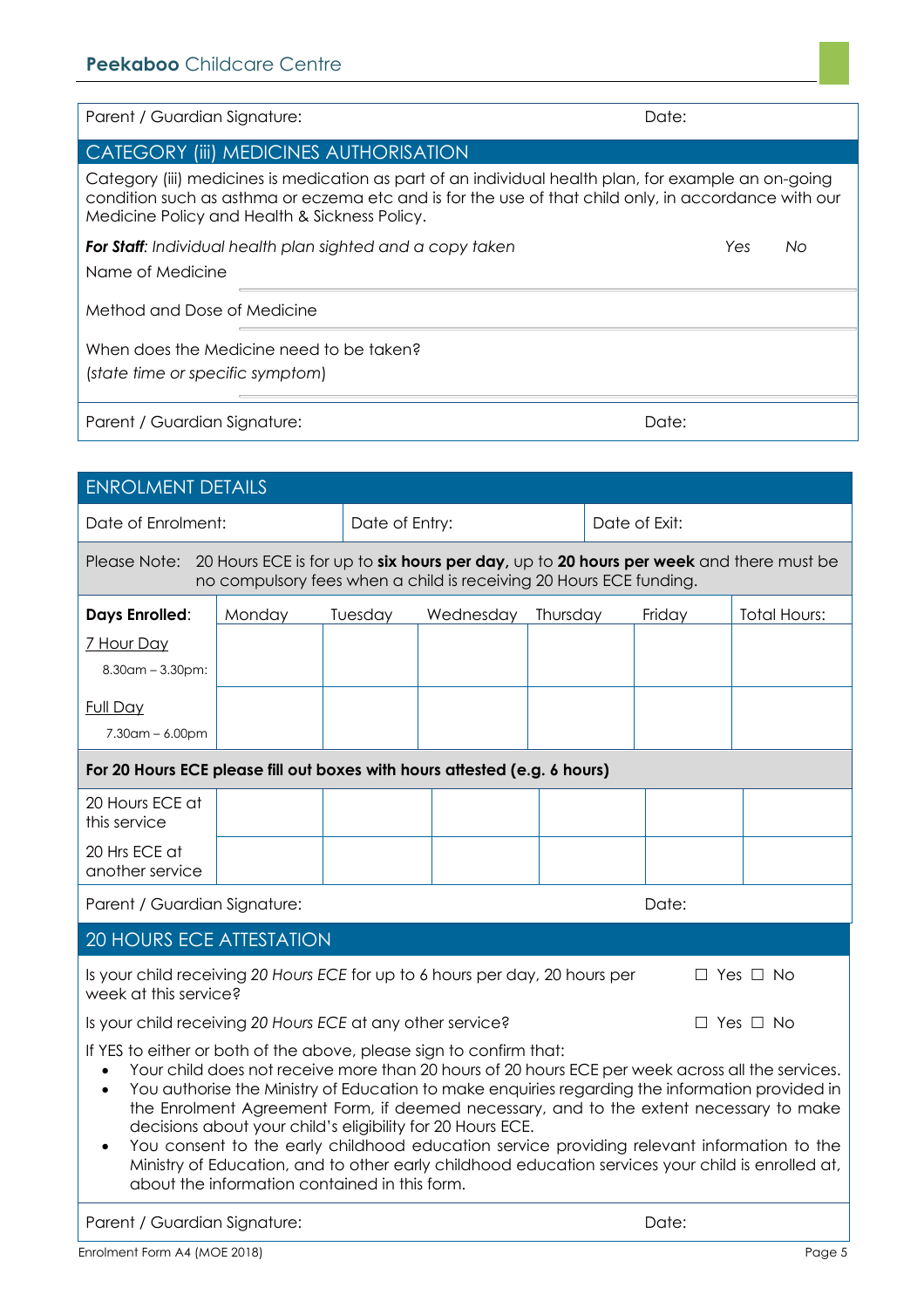| Parent / Guardian Signature: | Date: |
|---|---|

## CATEGORY (iii) MEDICINES AUTHORISATION

Category (iii) medicines is medication as part of an individual health plan, for example an on-going condition such as asthma or eczema etc and is for the use of that child only, in accordance with our Medicine Policy and Health & Sickness Policy.

***For Staff**: Individual health plan sighted and a copy taken* *Yes* *No*

Name of Medicine

Method and Dose of Medicine

When does the Medicine need to be taken?
*(state time or specific symptom)*

| Parent / Guardian Signature: | Date: |
|---|---|

## ENROLMENT DETAILS

| Date of Enrolment: | Date of Entry: | Date of Exit: |
|---|---|---|

Please Note: 20 Hours ECE is for up to **six hours per day**, up to **20 hours per week** and there must be no compulsory fees when a child is receiving 20 Hours ECE funding.

| **Days Enrolled**: | Monday | Tuesday | Wednesday | Thursday | Friday | Total Hours: |
|---|---|---|---|---|---|---|
| 7 Hour Day 8.30am – 3.30pm: | | | | | | |
| Full Day 7.30am – 6.00pm | | | | | | |
| **For 20 Hours ECE please fill out boxes with hours attested (e.g. 6 hours)** | | | | | | |
| 20 Hours ECE at this service | | | | | | |
| 20 Hrs ECE at another service | | | | | | |

| Parent / Guardian Signature: | Date: |
|---|---|

## 20 HOURS ECE ATTESTATION

Is your child receiving *20 Hours ECE* for up to 6 hours per day, 20 hours per week at this service? ☐ Yes ☐ No

Is your child receiving *20 Hours ECE* at any other service? ☐ Yes ☐ No

If YES to either or both of the above, please sign to confirm that:

- Your child does not receive more than 20 hours of 20 hours ECE per week across all the services.
- You authorise the Ministry of Education to make enquiries regarding the information provided in the Enrolment Agreement Form, if deemed necessary, and to the extent necessary to make decisions about your child's eligibility for 20 Hours ECE.
- You consent to the early childhood education service providing relevant information to the Ministry of Education, and to other early childhood education services your child is enrolled at, about the information contained in this form.

| Parent / Guardian Signature: | Date: |
|---|---|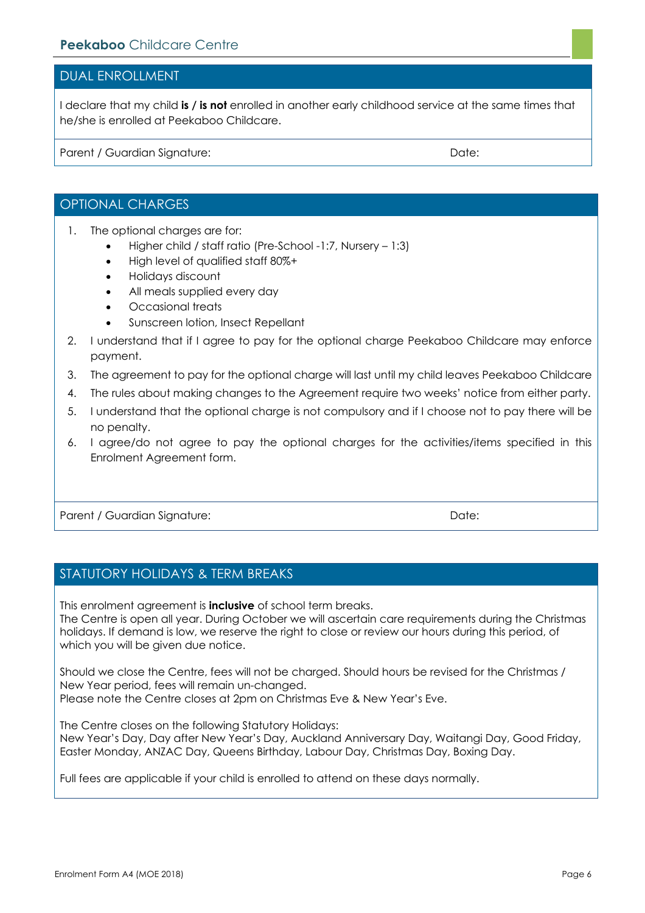## DUAL ENROLLMENT

I declare that my child **is / is not** enrolled in another early childhood service at the same times that he/she is enrolled at Peekaboo Childcare.

Parent / Guardian Signature: Date:

## OPTIONAL CHARGES

1. The optional charges are for:
   - Higher child / staff ratio (Pre-School -1:7, Nursery – 1:3)
   - High level of qualified staff 80%+
   - Holidays discount
   - All meals supplied every day
   - Occasional treats
   - Sunscreen lotion, Insect Repellant
2. I understand that if I agree to pay for the optional charge Peekaboo Childcare may enforce payment.
3. The agreement to pay for the optional charge will last until my child leaves Peekaboo Childcare
4. The rules about making changes to the Agreement require two weeks' notice from either party.
5. I understand that the optional charge is not compulsory and if I choose not to pay there will be no penalty.
6. I agree/do not agree to pay the optional charges for the activities/items specified in this Enrolment Agreement form.

Parent / Guardian Signature: Date:

## STATUTORY HOLIDAYS & TERM BREAKS

This enrolment agreement is **inclusive** of school term breaks.
The Centre is open all year. During October we will ascertain care requirements during the Christmas holidays. If demand is low, we reserve the right to close or review our hours during this period, of which you will be given due notice.

Should we close the Centre, fees will not be charged. Should hours be revised for the Christmas / New Year period, fees will remain un-changed.
Please note the Centre closes at 2pm on Christmas Eve & New Year's Eve.

The Centre closes on the following Statutory Holidays:
New Year's Day, Day after New Year's Day, Auckland Anniversary Day, Waitangi Day, Good Friday, Easter Monday, ANZAC Day, Queens Birthday, Labour Day, Christmas Day, Boxing Day.

Full fees are applicable if your child is enrolled to attend on these days normally.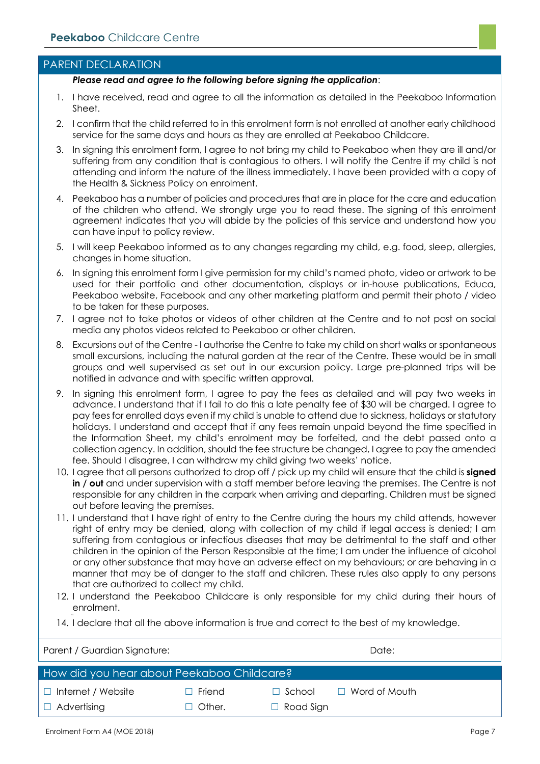## PARENT DECLARATION

***Please read and agree to the following before signing the application***:

1. I have received, read and agree to all the information as detailed in the Peekaboo Information Sheet.
2. I confirm that the child referred to in this enrolment form is not enrolled at another early childhood service for the same days and hours as they are enrolled at Peekaboo Childcare.
3. In signing this enrolment form, I agree to not bring my child to Peekaboo when they are ill and/or suffering from any condition that is contagious to others. I will notify the Centre if my child is not attending and inform the nature of the illness immediately. I have been provided with a copy of the Health & Sickness Policy on enrolment.
4. Peekaboo has a number of policies and procedures that are in place for the care and education of the children who attend. We strongly urge you to read these. The signing of this enrolment agreement indicates that you will abide by the policies of this service and understand how you can have input to policy review.
5. I will keep Peekaboo informed as to any changes regarding my child, e.g. food, sleep, allergies, changes in home situation.
6. In signing this enrolment form I give permission for my child's named photo, video or artwork to be used for their portfolio and other documentation, displays or in-house publications, Educa, Peekaboo website, Facebook and any other marketing platform and permit their photo / video to be taken for these purposes.
7. I agree not to take photos or videos of other children at the Centre and to not post on social media any photos videos related to Peekaboo or other children.
8. Excursions out of the Centre - I authorise the Centre to take my child on short walks or spontaneous small excursions, including the natural garden at the rear of the Centre. These would be in small groups and well supervised as set out in our excursion policy. Large pre-planned trips will be notified in advance and with specific written approval.
9. In signing this enrolment form, I agree to pay the fees as detailed and will pay two weeks in advance. I understand that if I fail to do this a late penalty fee of $30 will be charged. I agree to pay fees for enrolled days even if my child is unable to attend due to sickness, holidays or statutory holidays. I understand and accept that if any fees remain unpaid beyond the time specified in the Information Sheet, my child's enrolment may be forfeited, and the debt passed onto a collection agency. In addition, should the fee structure be changed, I agree to pay the amended fee. Should I disagree, I can withdraw my child giving two weeks' notice.
10. I agree that all persons authorized to drop off / pick up my child will ensure that the child is **signed in / out** and under supervision with a staff member before leaving the premises. The Centre is not responsible for any children in the carpark when arriving and departing. Children must be signed out before leaving the premises.
11. I understand that I have right of entry to the Centre during the hours my child attends, however right of entry may be denied, along with collection of my child if legal access is denied; I am suffering from contagious or infectious diseases that may be detrimental to the staff and other children in the opinion of the Person Responsible at the time; I am under the influence of alcohol or any other substance that may have an adverse effect on my behaviours; or are behaving in a manner that may be of danger to the staff and children. These rules also apply to any persons that are authorized to collect my child.
12. I understand the Peekaboo Childcare is only responsible for my child during their hours of enrolment.

14. I declare that all the above information is true and correct to the best of my knowledge.

| Parent / Guardian Signature: | Date: |
|---|---|

## How did you hear about Peekaboo Childcare?

| | | | |
|---|---|---|---|
| ☐ Internet / Website | ☐ Friend | ☐ School | ☐ Word of Mouth |
| ☐ Advertising | ☐ Other. | ☐ Road Sign | |

Enrolment Form A4 (MOE 2018)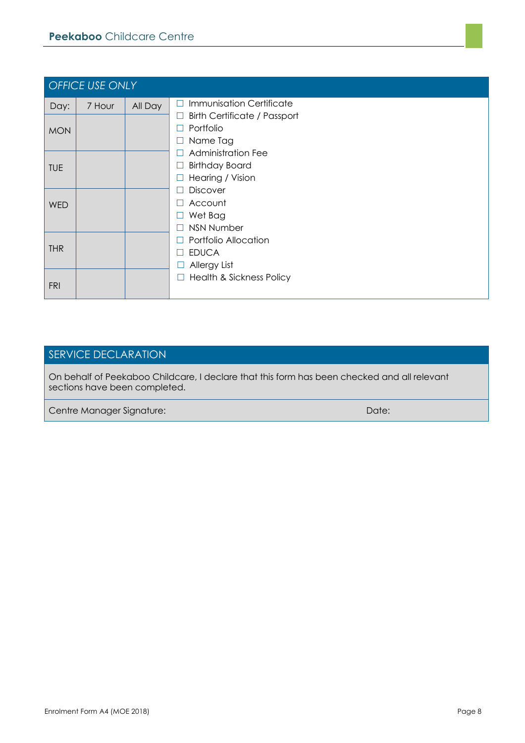## OFFICE USE ONLY

| Day: | 7 Hour | All Day |
|---|---|---|
| MON | | |
| TUE | | |
| WED | | |
| THR | | |
| FRI | | |

- ☐ Immunisation Certificate
- ☐ Birth Certificate / Passport
- ☐ Portfolio
- ☐ Name Tag
- ☐ Administration Fee
- ☐ Birthday Board
- ☐ Hearing / Vision
- ☐ Discover
- ☐ Account
- ☐ Wet Bag
- ☐ NSN Number
- ☐ Portfolio Allocation
- ☐ EDUCA
- ☐ Allergy List
- ☐ Health & Sickness Policy

## SERVICE DECLARATION

On behalf of Peekaboo Childcare, I declare that this form has been checked and all relevant sections have been completed.

Centre Manager Signature: Date: